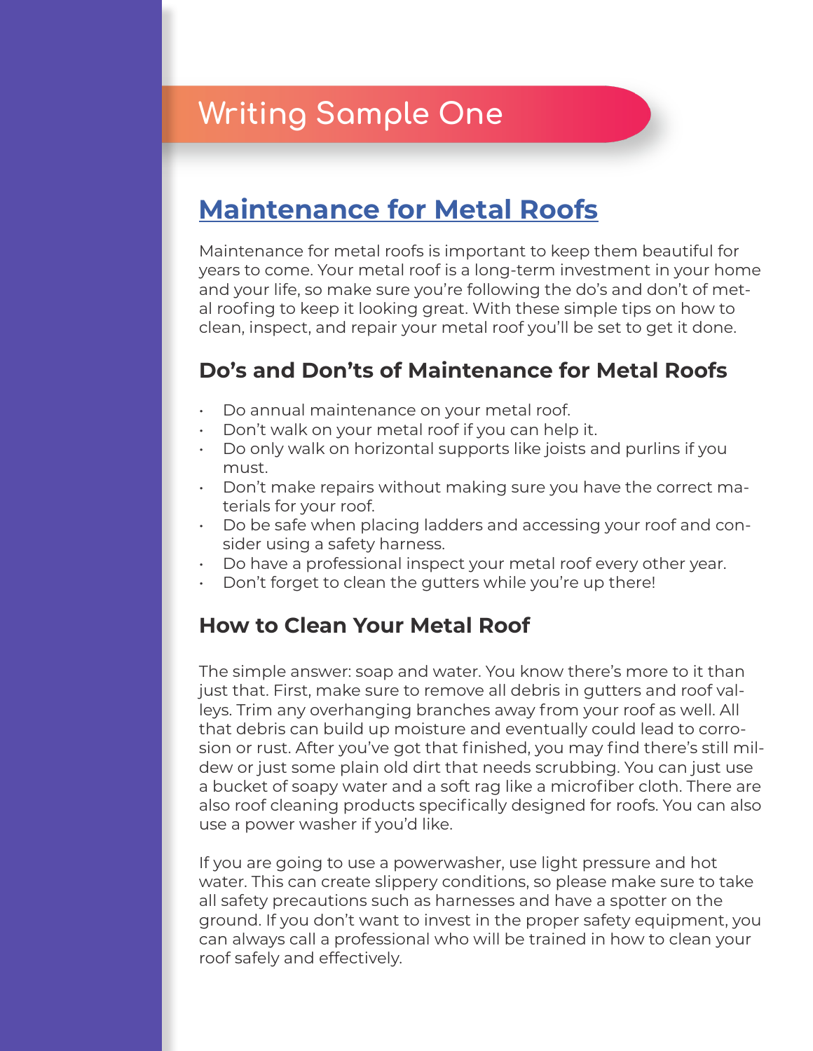# Writing Sample One

## Maintenance for Metal Roofs

Maintenance for metal roofs is important to keep them beautiful for years to come. Your metal roof is a long-term investment in your home and your life, so make sure you're following the do's and don't of metal roofing to keep it looking great. With these simple tips on how to clean, inspect, and repair your metal roof you'll be set to get it done.

### Do's and Don'ts of Maintenance for Metal Roofs

- Do annual maintenance on your metal roof.
- Don't walk on your metal roof if you can help it.
- Do only walk on horizontal supports like joists and purlins if you must.
- Don't make repairs without making sure you have the correct materials for your roof.
- Do be safe when placing ladders and accessing your roof and consider using a safety harness.
- Do have a professional inspect your metal roof every other year.
- Don't forget to clean the gutters while you're up there!

### How to Clean Your Metal Roof

The simple answer: soap and water. You know there's more to it than just that. First, make sure to remove all debris in gutters and roof valleys. Trim any overhanging branches away from your roof as well. All that debris can build up moisture and eventually could lead to corrosion or rust. After you've got that finished, you may find there's still mildew or just some plain old dirt that needs scrubbing. You can just use a bucket of soapy water and a soft rag like a microfiber cloth. There are also roof cleaning products specifically designed for roofs. You can also use a power washer if you'd like.

If you are going to use a powerwasher, use light pressure and hot water. This can create slippery conditions, so please make sure to take all safety precautions such as harnesses and have a spotter on the ground. If you don't want to invest in the proper safety equipment, you can always call a professional who will be trained in how to clean your roof safely and effectively.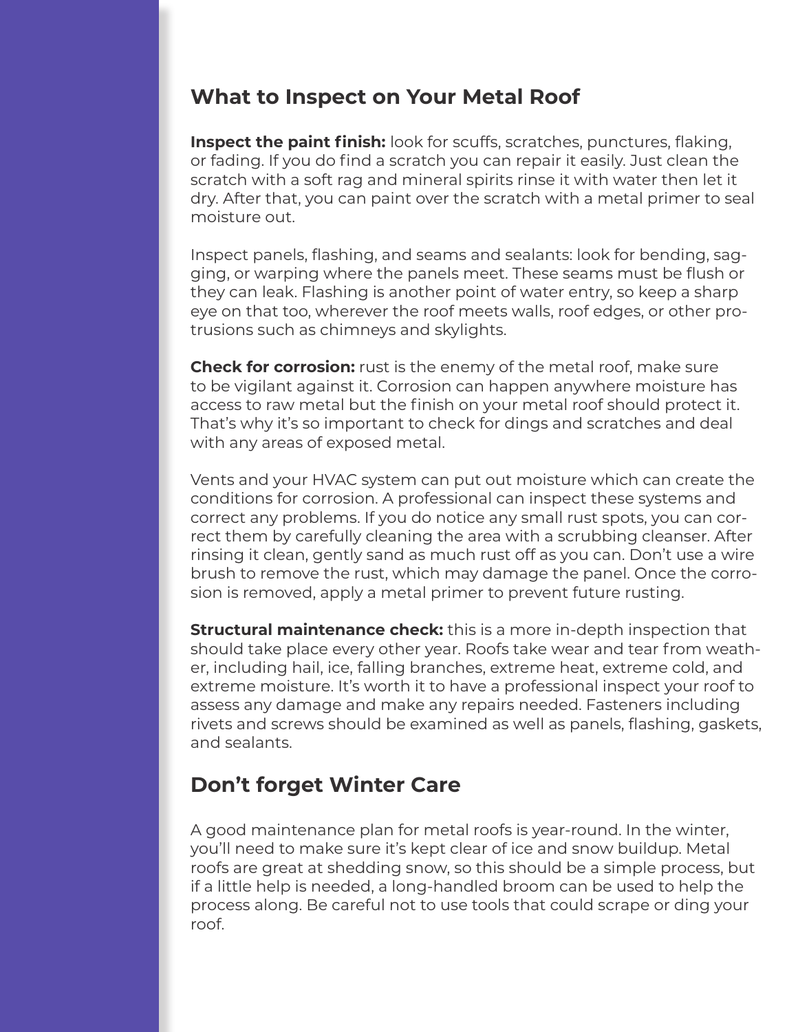## What to Inspect on Your Metal Roof

**Inspect the paint finish:** look for scuffs, scratches, punctures, flaking, or fading. If you do find a scratch you can repair it easily. Just clean the scratch with a soft rag and mineral spirits rinse it with water then let it dry. After that, you can paint over the scratch with a metal primer to seal moisture out.

Inspect panels, flashing, and seams and sealants: look for bending, sagging, or warping where the panels meet. These seams must be flush or they can leak. Flashing is another point of water entry, so keep a sharp eye on that too, wherever the roof meets walls, roof edges, or other protrusions such as chimneys and skylights.

**Check for corrosion:** rust is the enemy of the metal roof, make sure to be vigilant against it. Corrosion can happen anywhere moisture has access to raw metal but the finish on your metal roof should protect it. That's why it's so important to check for dings and scratches and deal with any areas of exposed metal.

Vents and your HVAC system can put out moisture which can create the conditions for corrosion. A professional can inspect these systems and correct any problems. If you do notice any small rust spots, you can correct them by carefully cleaning the area with a scrubbing cleanser. After rinsing it clean, gently sand as much rust off as you can. Don't use a wire brush to remove the rust, which may damage the panel. Once the corrosion is removed, apply a metal primer to prevent future rusting.

**Structural maintenance check:** this is a more in-depth inspection that should take place every other year. Roofs take wear and tear from weather, including hail, ice, falling branches, extreme heat, extreme cold, and extreme moisture. It's worth it to have a professional inspect your roof to assess any damage and make any repairs needed. Fasteners including rivets and screws should be examined as well as panels, flashing, gaskets, and sealants.

## Don't forget Winter Care

A good maintenance plan for metal roofs is year-round. In the winter, you'll need to make sure it's kept clear of ice and snow buildup. Metal roofs are great at shedding snow, so this should be a simple process, but if a little help is needed, a long-handled broom can be used to help the process along. Be careful not to use tools that could scrape or ding your roof.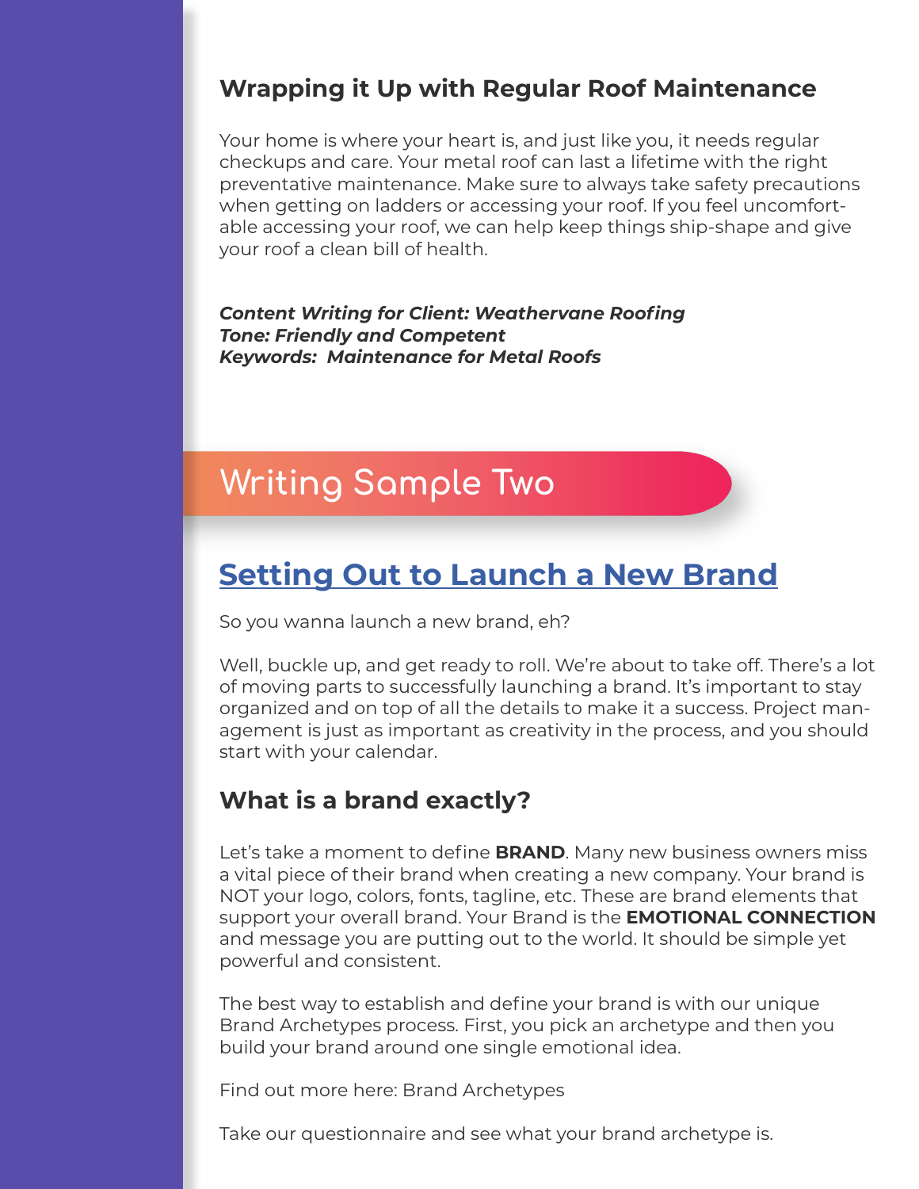### Wrapping it Up with Regular Roof Maintenance

Your home is where your heart is, and just like you, it needs regular checkups and care. Your metal roof can last a lifetime with the right preventative maintenance. Make sure to always take safety precautions when getting on ladders or accessing your roof. If you feel uncomfortable accessing your roof, we can help keep things ship-shape and give your roof a clean bill of health.

***Content Writing for Client: Weathervane Roofing***
***Tone: Friendly and Competent***
***Keywords: Maintenance for Metal Roofs***

## Writing Sample Two

## Setting Out to Launch a New Brand

So you wanna launch a new brand, eh?

Well, buckle up, and get ready to roll. We're about to take off. There's a lot of moving parts to successfully launching a brand. It's important to stay organized and on top of all the details to make it a success. Project management is just as important as creativity in the process, and you should start with your calendar.

### What is a brand exactly?

Let's take a moment to define **BRAND**. Many new business owners miss a vital piece of their brand when creating a new company. Your brand is NOT your logo, colors, fonts, tagline, etc. These are brand elements that support your overall brand. Your Brand is the **EMOTIONAL CONNECTION** and message you are putting out to the world. It should be simple yet powerful and consistent.

The best way to establish and define your brand is with our unique Brand Archetypes process. First, you pick an archetype and then you build your brand around one single emotional idea.

Find out more here: Brand Archetypes

Take our questionnaire and see what your brand archetype is.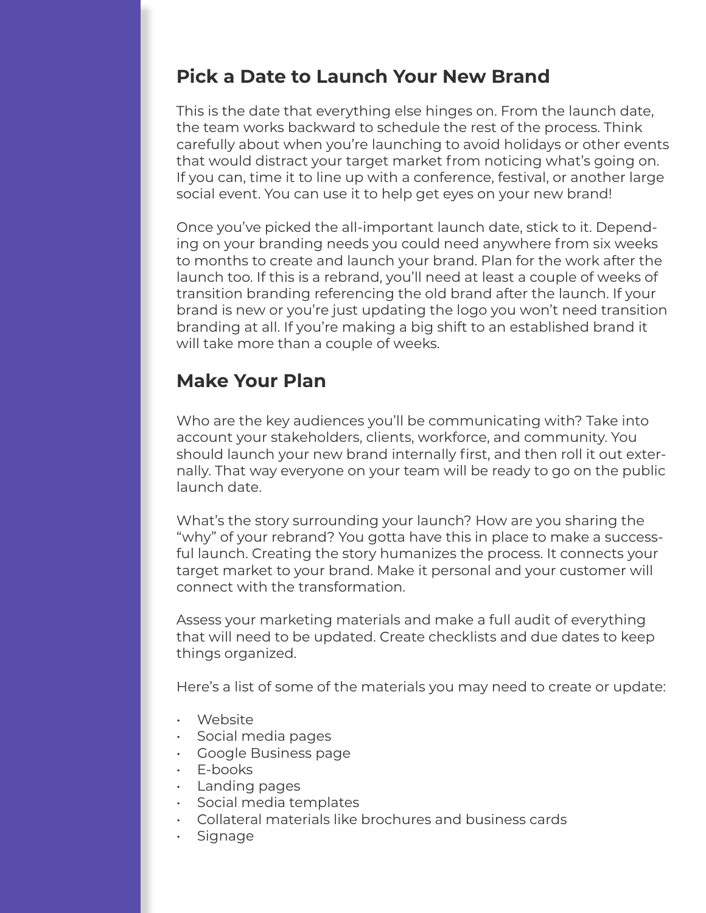## Pick a Date to Launch Your New Brand

This is the date that everything else hinges on. From the launch date, the team works backward to schedule the rest of the process. Think carefully about when you're launching to avoid holidays or other events that would distract your target market from noticing what's going on. If you can, time it to line up with a conference, festival, or another large social event. You can use it to help get eyes on your new brand!

Once you've picked the all-important launch date, stick to it. Depending on your branding needs you could need anywhere from six weeks to months to create and launch your brand. Plan for the work after the launch too. If this is a rebrand, you'll need at least a couple of weeks of transition branding referencing the old brand after the launch. If your brand is new or you're just updating the logo you won't need transition branding at all. If you're making a big shift to an established brand it will take more than a couple of weeks.

## Make Your Plan

Who are the key audiences you'll be communicating with? Take into account your stakeholders, clients, workforce, and community. You should launch your new brand internally first, and then roll it out externally. That way everyone on your team will be ready to go on the public launch date.

What's the story surrounding your launch? How are you sharing the "why" of your rebrand? You gotta have this in place to make a successful launch. Creating the story humanizes the process. It connects your target market to your brand. Make it personal and your customer will connect with the transformation.

Assess your marketing materials and make a full audit of everything that will need to be updated. Create checklists and due dates to keep things organized.

Here's a list of some of the materials you may need to create or update:

- Website
- Social media pages
- Google Business page
- E-books
- Landing pages
- Social media templates
- Collateral materials like brochures and business cards
- Signage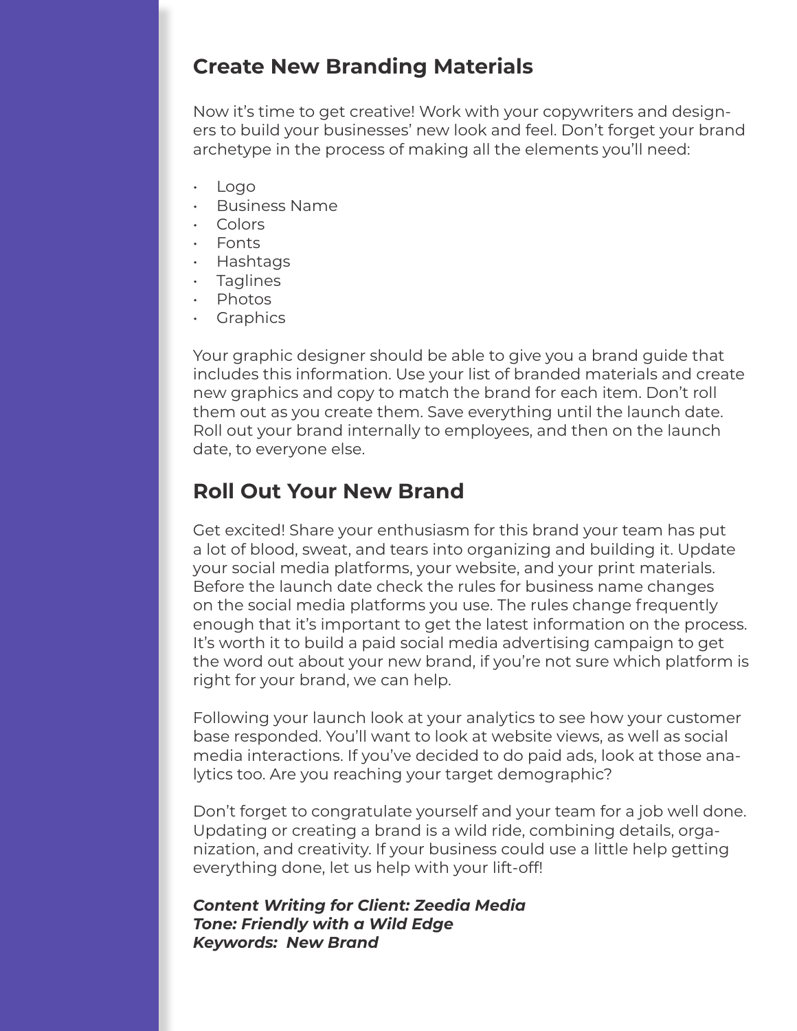## Create New Branding Materials

Now it's time to get creative! Work with your copywriters and designers to build your businesses' new look and feel. Don't forget your brand archetype in the process of making all the elements you'll need:

- Logo
- Business Name
- Colors
- Fonts
- Hashtags
- Taglines
- Photos
- Graphics

Your graphic designer should be able to give you a brand guide that includes this information. Use your list of branded materials and create new graphics and copy to match the brand for each item. Don't roll them out as you create them. Save everything until the launch date. Roll out your brand internally to employees, and then on the launch date, to everyone else.

## Roll Out Your New Brand

Get excited! Share your enthusiasm for this brand your team has put a lot of blood, sweat, and tears into organizing and building it. Update your social media platforms, your website, and your print materials. Before the launch date check the rules for business name changes on the social media platforms you use. The rules change frequently enough that it's important to get the latest information on the process. It's worth it to build a paid social media advertising campaign to get the word out about your new brand, if you're not sure which platform is right for your brand, we can help.

Following your launch look at your analytics to see how your customer base responded. You'll want to look at website views, as well as social media interactions. If you've decided to do paid ads, look at those analytics too. Are you reaching your target demographic?

Don't forget to congratulate yourself and your team for a job well done. Updating or creating a brand is a wild ride, combining details, organization, and creativity. If your business could use a little help getting everything done, let us help with your lift-off!

***Content Writing for Client: Zeedia Media***
***Tone: Friendly with a Wild Edge***
***Keywords: New Brand***